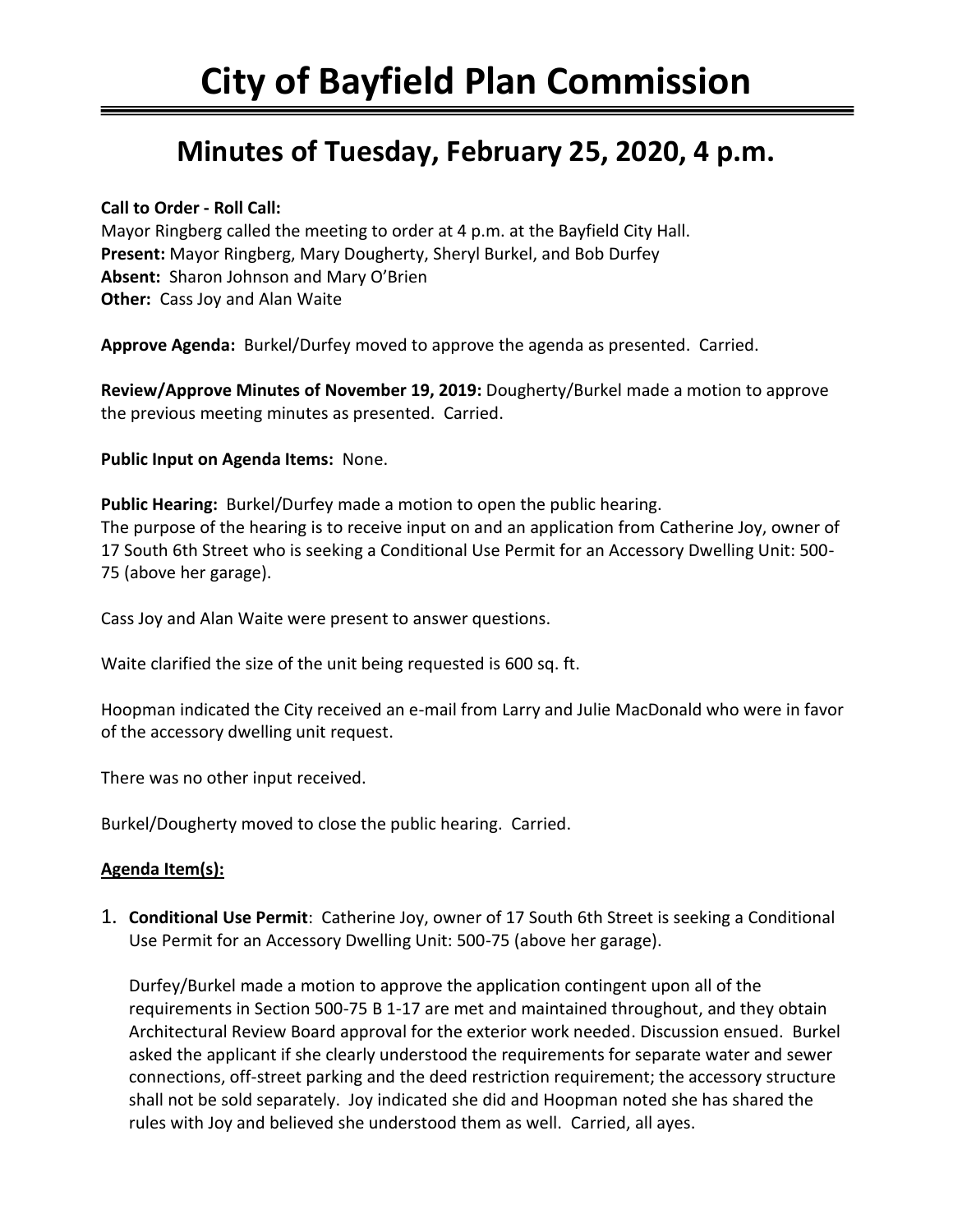# City of Bayfield Plan Commission

## Minutes of Tuesday, February 25, 2020, 4 p.m.

**Call to Order - Roll Call:**
Mayor Ringberg called the meeting to order at 4 p.m. at the Bayfield City Hall.
**Present:** Mayor Ringberg, Mary Dougherty, Sheryl Burkel, and Bob Durfey
**Absent:** Sharon Johnson and Mary O'Brien
**Other:** Cass Joy and Alan Waite

**Approve Agenda:** Burkel/Durfey moved to approve the agenda as presented. Carried.

**Review/Approve Minutes of November 19, 2019:** Dougherty/Burkel made a motion to approve the previous meeting minutes as presented. Carried.

**Public Input on Agenda Items:** None.

**Public Hearing:** Burkel/Durfey made a motion to open the public hearing.
The purpose of the hearing is to receive input on and an application from Catherine Joy, owner of 17 South 6th Street who is seeking a Conditional Use Permit for an Accessory Dwelling Unit: 500-75 (above her garage).

Cass Joy and Alan Waite were present to answer questions.

Waite clarified the size of the unit being requested is 600 sq. ft.

Hoopman indicated the City received an e-mail from Larry and Julie MacDonald who were in favor of the accessory dwelling unit request.

There was no other input received.

Burkel/Dougherty moved to close the public hearing. Carried.

**Agenda Item(s):**

1. **Conditional Use Permit**: Catherine Joy, owner of 17 South 6th Street is seeking a Conditional Use Permit for an Accessory Dwelling Unit: 500-75 (above her garage).

   Durfey/Burkel made a motion to approve the application contingent upon all of the requirements in Section 500-75 B 1-17 are met and maintained throughout, and they obtain Architectural Review Board approval for the exterior work needed. Discussion ensued. Burkel asked the applicant if she clearly understood the requirements for separate water and sewer connections, off-street parking and the deed restriction requirement; the accessory structure shall not be sold separately. Joy indicated she did and Hoopman noted she has shared the rules with Joy and believed she understood them as well. Carried, all ayes.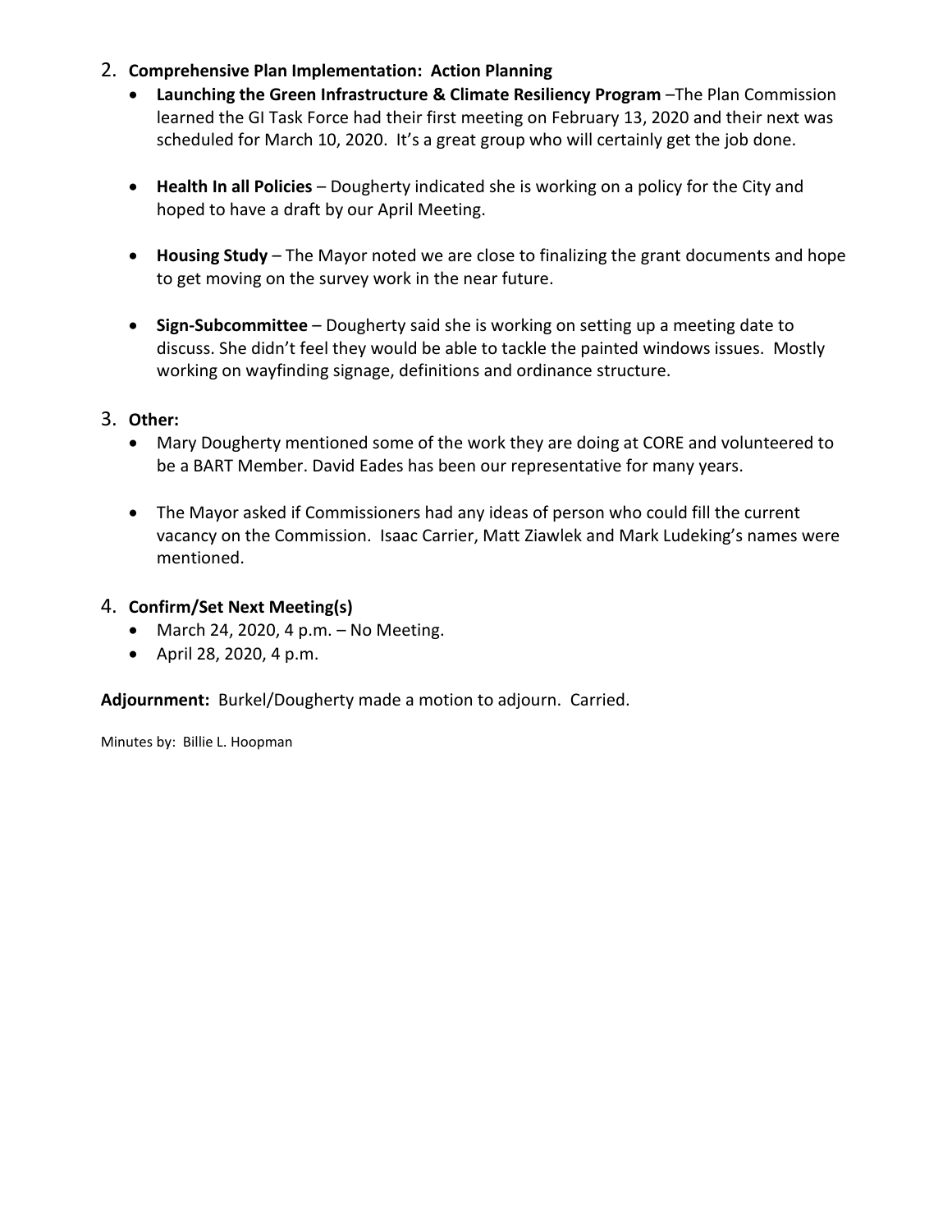2. **Comprehensive Plan Implementation: Action Planning**
   - **Launching the Green Infrastructure & Climate Resiliency Program** –The Plan Commission learned the GI Task Force had their first meeting on February 13, 2020 and their next was scheduled for March 10, 2020. It's a great group who will certainly get the job done.

   - **Health In all Policies** – Dougherty indicated she is working on a policy for the City and hoped to have a draft by our April Meeting.

   - **Housing Study** – The Mayor noted we are close to finalizing the grant documents and hope to get moving on the survey work in the near future.

   - **Sign-Subcommittee** – Dougherty said she is working on setting up a meeting date to discuss. She didn't feel they would be able to tackle the painted windows issues. Mostly working on wayfinding signage, definitions and ordinance structure.

3. **Other:**
   - Mary Dougherty mentioned some of the work they are doing at CORE and volunteered to be a BART Member. David Eades has been our representative for many years.

   - The Mayor asked if Commissioners had any ideas of person who could fill the current vacancy on the Commission. Isaac Carrier, Matt Ziawlek and Mark Ludeking's names were mentioned.

4. **Confirm/Set Next Meeting(s)**
   - March 24, 2020, 4 p.m. – No Meeting.
   - April 28, 2020, 4 p.m.

**Adjournment:** Burkel/Dougherty made a motion to adjourn. Carried.

Minutes by: Billie L. Hoopman